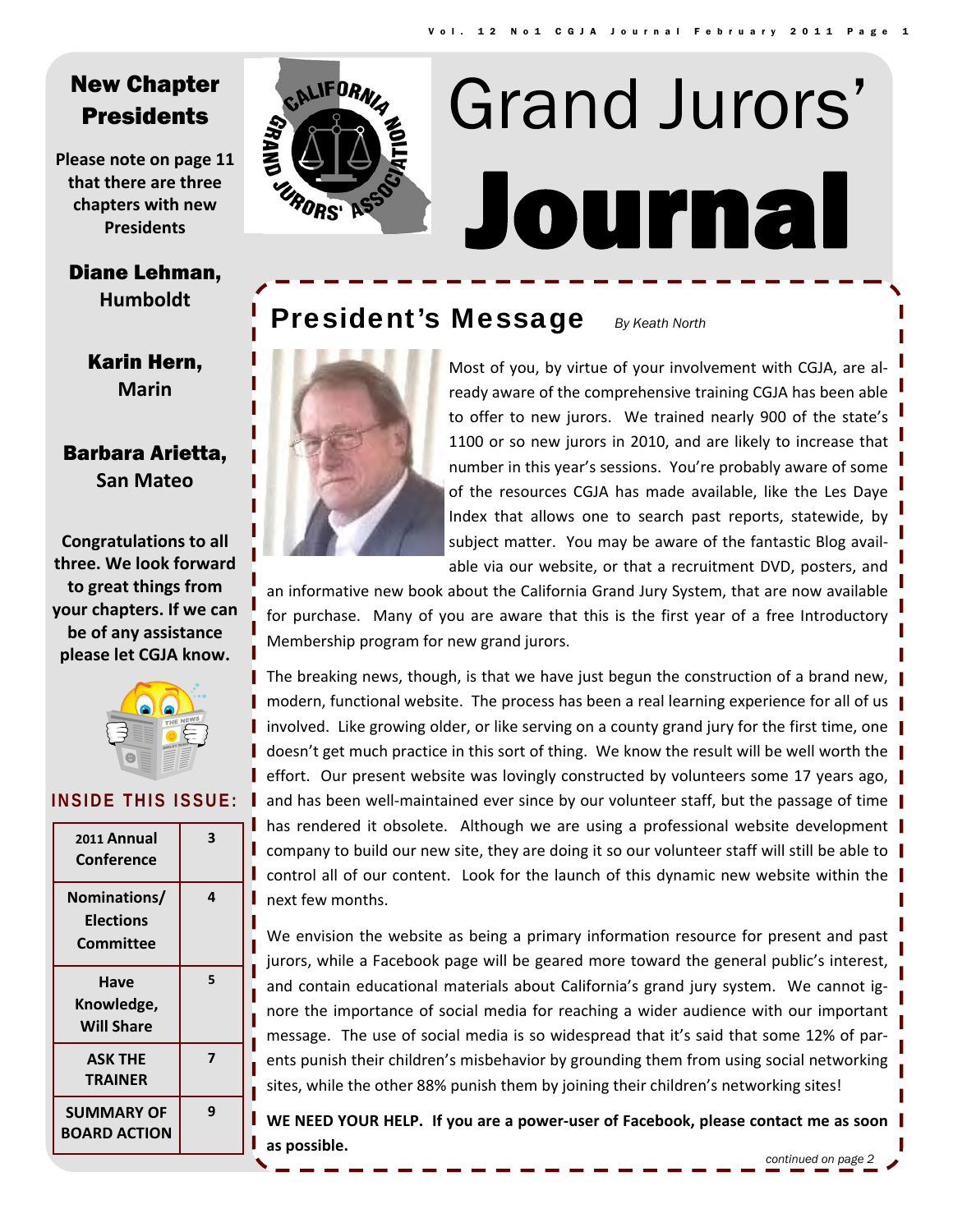# Grand Jurors' Journal

## New Chapter Presidents

**Please note on page 11 that there are three chapters with new Presidents**

**Diane Lehman,** Humboldt

**Karin Hern,** Marin

**Barbara Arietta,** San Mateo

**Congratulations to all three. We look forward to great things from your chapters. If we can be of any assistance please let CGJA know.**

### INSIDE THIS ISSUE:

| | |
|---|---|
| 2011 Annual Conference | 3 |
| Nominations/ Elections Committee | 4 |
| Have Knowledge, Will Share | 5 |
| ASK THE TRAINER | 7 |
| SUMMARY OF BOARD ACTION | 9 |

## President's Message

*By Keath North*

Most of you, by virtue of your involvement with CGJA, are already aware of the comprehensive training CGJA has been able to offer to new jurors. We trained nearly 900 of the state's 1100 or so new jurors in 2010, and are likely to increase that number in this year's sessions. You're probably aware of some of the resources CGJA has made available, like the Les Daye Index that allows one to search past reports, statewide, by subject matter. You may be aware of the fantastic Blog available via our website, or that a recruitment DVD, posters, and an informative new book about the California Grand Jury System, that are now available for purchase. Many of you are aware that this is the first year of a free Introductory Membership program for new grand jurors.

The breaking news, though, is that we have just begun the construction of a brand new, modern, functional website. The process has been a real learning experience for all of us involved. Like growing older, or like serving on a county grand jury for the first time, one doesn't get much practice in this sort of thing. We know the result will be well worth the effort. Our present website was lovingly constructed by volunteers some 17 years ago, and has been well-maintained ever since by our volunteer staff, but the passage of time has rendered it obsolete. Although we are using a professional website development company to build our new site, they are doing it so our volunteer staff will still be able to control all of our content. Look for the launch of this dynamic new website within the next few months.

We envision the website as being a primary information resource for present and past jurors, while a Facebook page will be geared more toward the general public's interest, and contain educational materials about California's grand jury system. We cannot ignore the importance of social media for reaching a wider audience with our important message. The use of social media is so widespread that it's said that some 12% of parents punish their children's misbehavior by grounding them from using social networking sites, while the other 88% punish them by joining their children's networking sites!

**WE NEED YOUR HELP. If you are a power-user of Facebook, please contact me as soon as possible.**

*continued on page 2*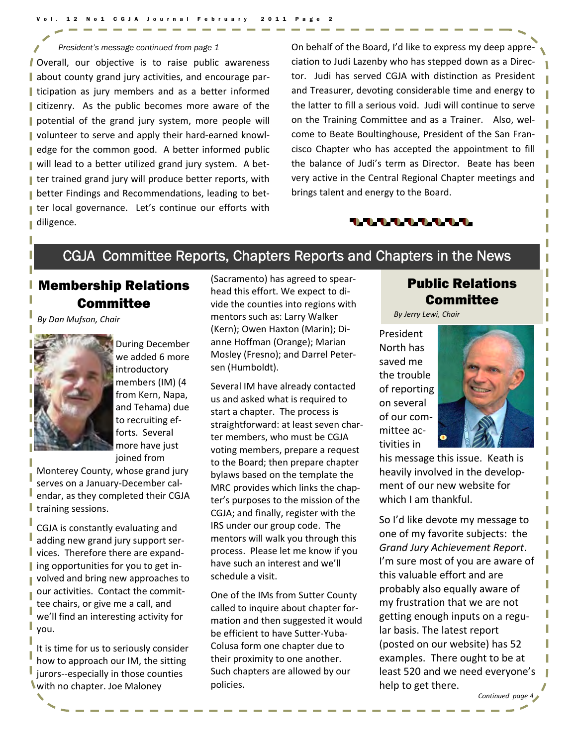*President's message continued from page 1*

Overall, our objective is to raise public awareness about county grand jury activities, and encourage participation as jury members and as a better informed citizenry. As the public becomes more aware of the potential of the grand jury system, more people will volunteer to serve and apply their hard-earned knowledge for the common good. A better informed public will lead to a better utilized grand jury system. A better trained grand jury will produce better reports, with better Findings and Recommendations, leading to better local governance. Let's continue our efforts with diligence.

On behalf of the Board, I'd like to express my deep appreciation to Judi Lazenby who has stepped down as a Director. Judi has served CGJA with distinction as President and Treasurer, devoting considerable time and energy to the latter to fill a serious void. Judi will continue to serve on the Training Committee and as a Trainer. Also, welcome to Beate Boultinghouse, President of the San Francisco Chapter who has accepted the appointment to fill the balance of Judi's term as Director. Beate has been very active in the Central Regional Chapter meetings and brings talent and energy to the Board.

## CGJA Committee Reports, Chapters Reports and Chapters in the News

### Membership Relations Committee

*By Dan Mufson, Chair*

During December we added 6 more introductory members (IM) (4 from Kern, Napa, and Tehama) due to recruiting efforts. Several more have just joined from Monterey County, whose grand jury serves on a January-December calendar, as they completed their CGJA training sessions.

CGJA is constantly evaluating and adding new grand jury support services. Therefore there are expanding opportunities for you to get involved and bring new approaches to our activities. Contact the committee chairs, or give me a call, and we'll find an interesting activity for you.

It is time for us to seriously consider how to approach our IM, the sitting jurors--especially in those counties with no chapter. Joe Maloney (Sacramento) has agreed to spearhead this effort. We expect to divide the counties into regions with mentors such as: Larry Walker (Kern); Owen Haxton (Marin); Dianne Hoffman (Orange); Marian Mosley (Fresno); and Darrel Petersen (Humboldt).

Several IM have already contacted us and asked what is required to start a chapter. The process is straightforward: at least seven charter members, who must be CGJA voting members, prepare a request to the Board; then prepare chapter bylaws based on the template the MRC provides which links the chapter's purposes to the mission of the CGJA; and finally, register with the IRS under our group code. The mentors will walk you through this process. Please let me know if you have such an interest and we'll schedule a visit.

One of the IMs from Sutter County called to inquire about chapter formation and then suggested it would be efficient to have Sutter-Yuba-Colusa form one chapter due to their proximity to one another. Such chapters are allowed by our policies.

### Public Relations Committee

*By Jerry Lewi, Chair*

President North has saved me the trouble of reporting on several of our committee activities in his message this issue. Keath is heavily involved in the development of our new website for which I am thankful.

So I'd like devote my message to one of my favorite subjects: the *Grand Jury Achievement Report*. I'm sure most of you are aware of this valuable effort and are probably also equally aware of my frustration that we are not getting enough inputs on a regular basis. The latest report (posted on our website) has 52 examples. There ought to be at least 520 and we need everyone's help to get there.

*Continued page 4*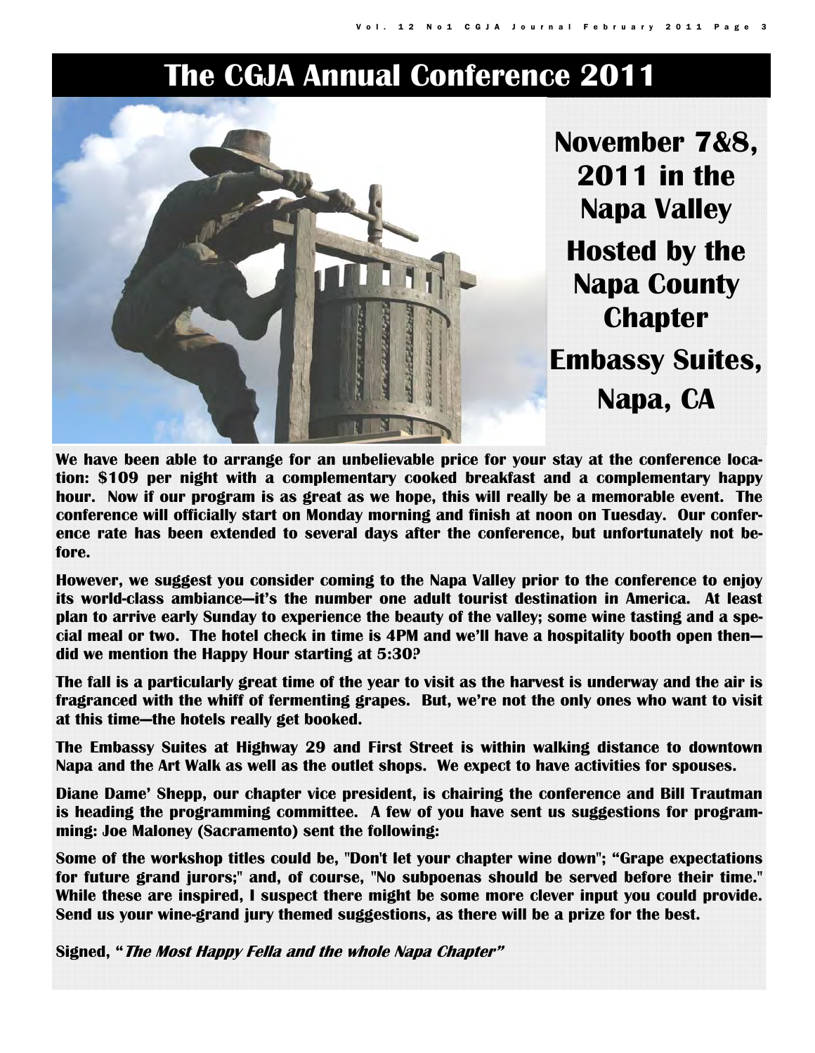# The CGJA Annual Conference 2011

## November 7&8, 2011 in the Napa Valley

## Hosted by the Napa County Chapter

## Embassy Suites, Napa, CA

**We have been able to arrange for an unbelievable price for your stay at the conference location: $109 per night with a complementary cooked breakfast and a complementary happy hour. Now if our program is as great as we hope, this will really be a memorable event. The conference will officially start on Monday morning and finish at noon on Tuesday. Our conference rate has been extended to several days after the conference, but unfortunately not before.**

**However, we suggest you consider coming to the Napa Valley prior to the conference to enjoy its world-class ambiance—it's the number one adult tourist destination in America. At least plan to arrive early Sunday to experience the beauty of the valley; some wine tasting and a special meal or two. The hotel check in time is 4PM and we'll have a hospitality booth open then—did we mention the Happy Hour starting at 5:30?**

**The fall is a particularly great time of the year to visit as the harvest is underway and the air is fragranced with the whiff of fermenting grapes. But, we're not the only ones who want to visit at this time—the hotels really get booked.**

**The Embassy Suites at Highway 29 and First Street is within walking distance to downtown Napa and the Art Walk as well as the outlet shops. We expect to have activities for spouses.**

**Diane Dame' Shepp, our chapter vice president, is chairing the conference and Bill Trautman is heading the programming committee. A few of you have sent us suggestions for programming: Joe Maloney (Sacramento) sent the following:**

**Some of the workshop titles could be, "Don't let your chapter wine down"; "Grape expectations for future grand jurors;" and, of course, "No subpoenas should be served before their time." While these are inspired, I suspect there might be some more clever input you could provide. Send us your wine-grand jury themed suggestions, as there will be a prize for the best.**

**Signed, "*The Most Happy Fella and the whole Napa Chapter*"**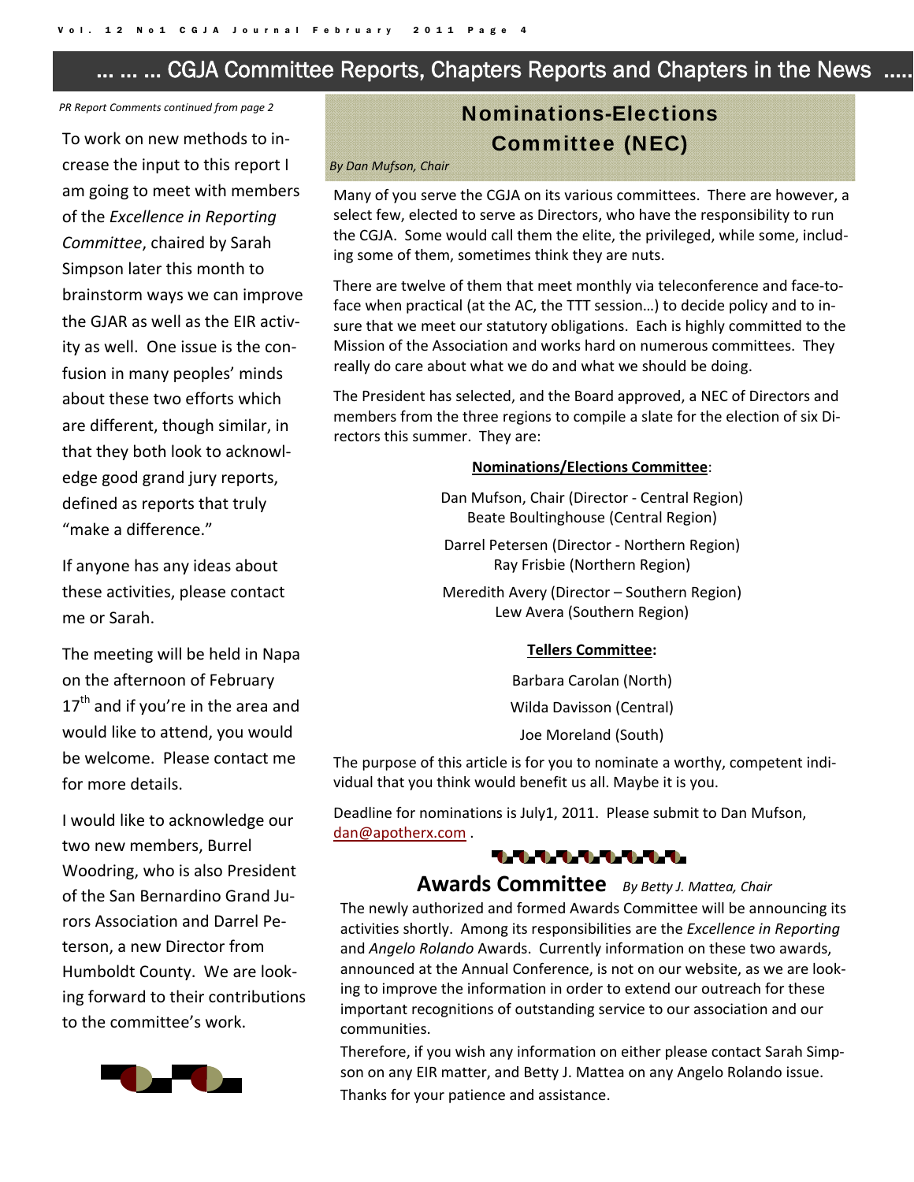## … … … CGJA Committee Reports, Chapters Reports and Chapters in the News …..

*PR Report Comments continued from page 2*

To work on new methods to increase the input to this report I am going to meet with members of the *Excellence in Reporting Committee*, chaired by Sarah Simpson later this month to brainstorm ways we can improve the GJAR as well as the EIR activity as well. One issue is the confusion in many peoples' minds about these two efforts which are different, though similar, in that they both look to acknowledge good grand jury reports, defined as reports that truly "make a difference."

If anyone has any ideas about these activities, please contact me or Sarah.

The meeting will be held in Napa on the afternoon of February 17th and if you're in the area and would like to attend, you would be welcome. Please contact me for more details.

I would like to acknowledge our two new members, Burrel Woodring, who is also President of the San Bernardino Grand Jurors Association and Darrel Peterson, a new Director from Humboldt County. We are looking forward to their contributions to the committee's work.

### Nominations-Elections Committee (NEC)

*By Dan Mufson, Chair*

Many of you serve the CGJA on its various committees. There are however, a select few, elected to serve as Directors, who have the responsibility to run the CGJA. Some would call them the elite, the privileged, while some, including some of them, sometimes think they are nuts.

There are twelve of them that meet monthly via teleconference and face-to-face when practical (at the AC, the TTT session…) to decide policy and to insure that we meet our statutory obligations. Each is highly committed to the Mission of the Association and works hard on numerous committees. They really do care about what we do and what we should be doing.

The President has selected, and the Board approved, a NEC of Directors and members from the three regions to compile a slate for the election of six Directors this summer. They are:

**Nominations/Elections Committee**:

Dan Mufson, Chair (Director - Central Region)
Beate Boultinghouse (Central Region)

Darrel Petersen (Director - Northern Region)
Ray Frisbie (Northern Region)

Meredith Avery (Director – Southern Region)
Lew Avera (Southern Region)

**Tellers Committee:**

Barbara Carolan (North)

Wilda Davisson (Central)

Joe Moreland (South)

The purpose of this article is for you to nominate a worthy, competent individual that you think would benefit us all. Maybe it is you.

Deadline for nominations is July1, 2011. Please submit to Dan Mufson, dan@apotherx.com .

### Awards Committee

*By Betty J. Mattea, Chair*

The newly authorized and formed Awards Committee will be announcing its activities shortly. Among its responsibilities are the *Excellence in Reporting* and *Angelo Rolando* Awards. Currently information on these two awards, announced at the Annual Conference, is not on our website, as we are looking to improve the information in order to extend our outreach for these important recognitions of outstanding service to our association and our communities.

Therefore, if you wish any information on either please contact Sarah Simpson on any EIR matter, and Betty J. Mattea on any Angelo Rolando issue. Thanks for your patience and assistance.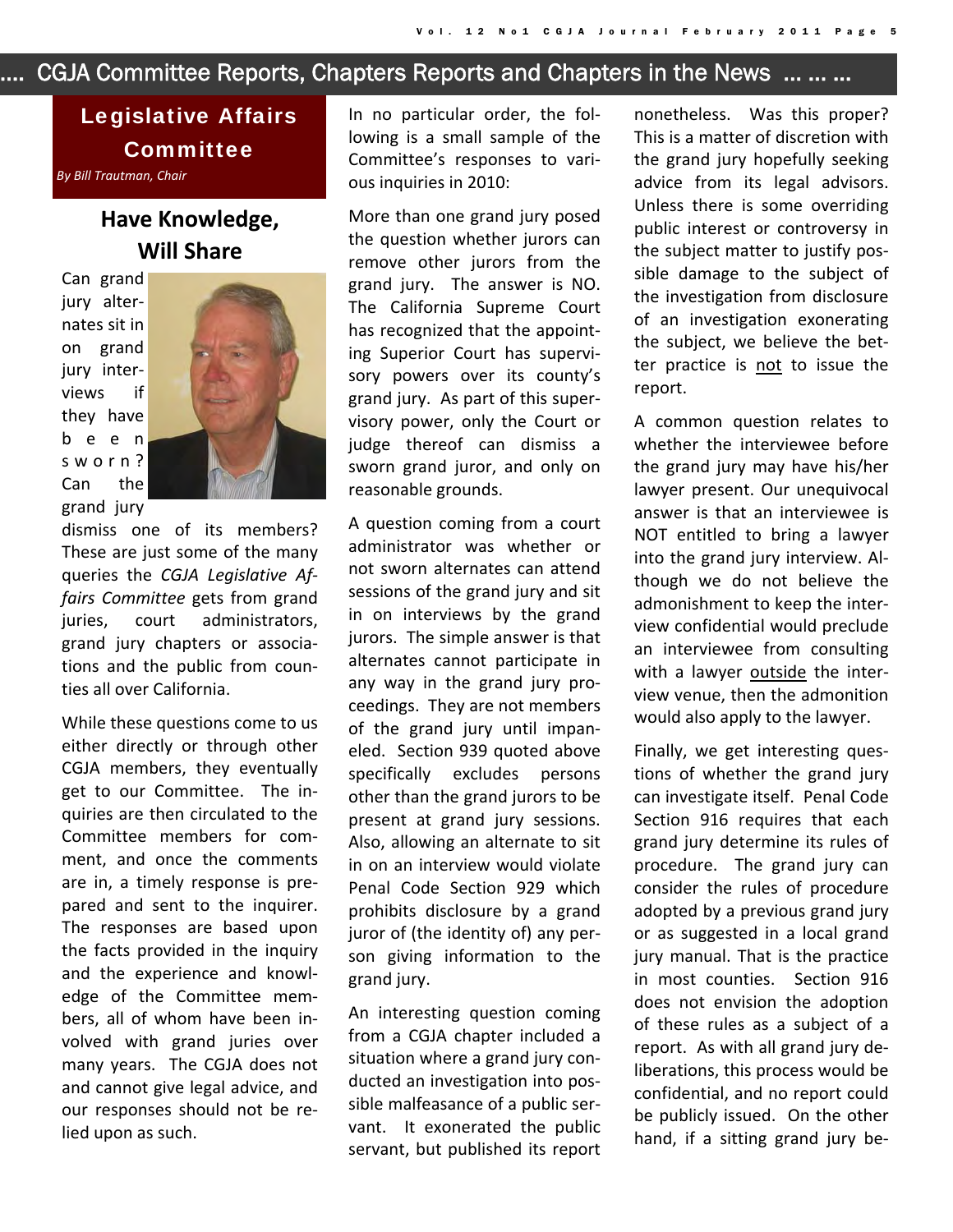## CGJA Committee Reports, Chapters Reports and Chapters in the News

### Legislative Affairs Committee

*By Bill Trautman, Chair*

### Have Knowledge, Will Share

Can grand jury alternates sit in on grand jury interviews if they have been sworn? Can the grand jury dismiss one of its members? These are just some of the many queries the *CGJA Legislative Affairs Committee* gets from grand juries, court administrators, grand jury chapters or associations and the public from counties all over California.

While these questions come to us either directly or through other CGJA members, they eventually get to our Committee. The inquiries are then circulated to the Committee members for comment, and once the comments are in, a timely response is prepared and sent to the inquirer. The responses are based upon the facts provided in the inquiry and the experience and knowledge of the Committee members, all of whom have been involved with grand juries over many years. The CGJA does not and cannot give legal advice, and our responses should not be relied upon as such.

In no particular order, the following is a small sample of the Committee's responses to various inquiries in 2010:

More than one grand jury posed the question whether jurors can remove other jurors from the grand jury. The answer is NO. The California Supreme Court has recognized that the appointing Superior Court has supervisory powers over its county's grand jury. As part of this supervisory power, only the Court or judge thereof can dismiss a sworn grand juror, and only on reasonable grounds.

A question coming from a court administrator was whether or not sworn alternates can attend sessions of the grand jury and sit in on interviews by the grand jurors. The simple answer is that alternates cannot participate in any way in the grand jury proceedings. They are not members of the grand jury until impaneled. Section 939 quoted above specifically excludes persons other than the grand jurors to be present at grand jury sessions. Also, allowing an alternate to sit in on an interview would violate Penal Code Section 929 which prohibits disclosure by a grand juror of (the identity of) any person giving information to the grand jury.

An interesting question coming from a CGJA chapter included a situation where a grand jury conducted an investigation into possible malfeasance of a public servant. It exonerated the public servant, but published its report nonetheless. Was this proper? This is a matter of discretion with the grand jury hopefully seeking advice from its legal advisors. Unless there is some overriding public interest or controversy in the subject matter to justify possible damage to the subject of the investigation from disclosure of an investigation exonerating the subject, we believe the better practice is not to issue the report.

A common question relates to whether the interviewee before the grand jury may have his/her lawyer present. Our unequivocal answer is that an interviewee is NOT entitled to bring a lawyer into the grand jury interview. Although we do not believe the admonishment to keep the interview confidential would preclude an interviewee from consulting with a lawyer outside the interview venue, then the admonition would also apply to the lawyer.

Finally, we get interesting questions of whether the grand jury can investigate itself. Penal Code Section 916 requires that each grand jury determine its rules of procedure. The grand jury can consider the rules of procedure adopted by a previous grand jury or as suggested in a local grand jury manual. That is the practice in most counties. Section 916 does not envision the adoption of these rules as a subject of a report. As with all grand jury deliberations, this process would be confidential, and no report could be publicly issued. On the other hand, if a sitting grand jury be-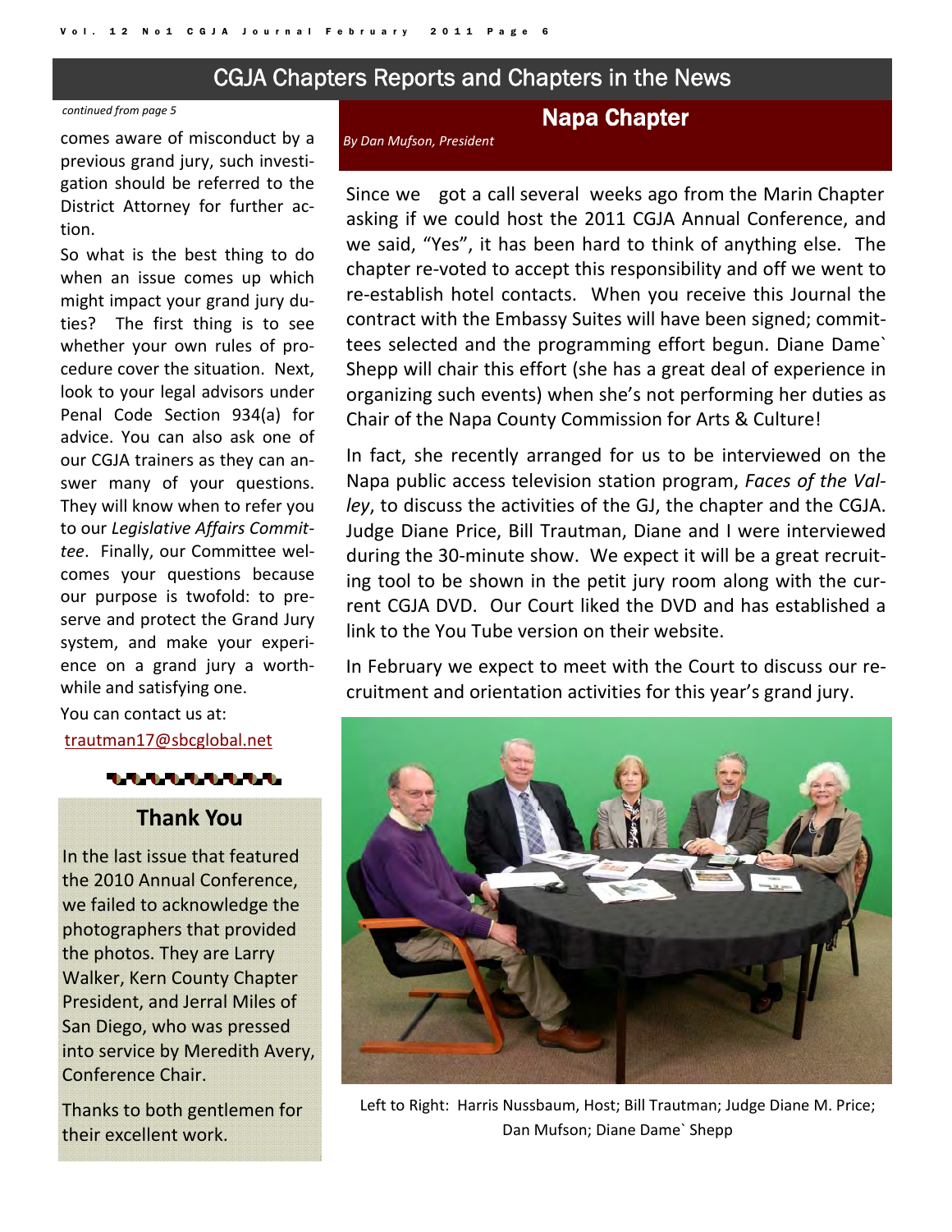## CGJA Chapters Reports and Chapters in the News

*continued from page 5*

comes aware of misconduct by a previous grand jury, such investigation should be referred to the District Attorney for further action.

So what is the best thing to do when an issue comes up which might impact your grand jury duties? The first thing is to see whether your own rules of procedure cover the situation. Next, look to your legal advisors under Penal Code Section 934(a) for advice. You can also ask one of our CGJA trainers as they can answer many of your questions. They will know when to refer you to our *Legislative Affairs Committee*. Finally, our Committee welcomes your questions because our purpose is twofold: to preserve and protect the Grand Jury system, and make your experience on a grand jury a worthwhile and satisfying one.

You can contact us at:

trautman17@sbcglobal.net

### Thank You

In the last issue that featured the 2010 Annual Conference, we failed to acknowledge the photographers that provided the photos. They are Larry Walker, Kern County Chapter President, and Jerral Miles of San Diego, who was pressed into service by Meredith Avery, Conference Chair.

Thanks to both gentlemen for their excellent work.

### Napa Chapter

*By Dan Mufson, President*

Since we got a call several weeks ago from the Marin Chapter asking if we could host the 2011 CGJA Annual Conference, and we said, “Yes”, it has been hard to think of anything else. The chapter re-voted to accept this responsibility and off we went to re-establish hotel contacts. When you receive this Journal the contract with the Embassy Suites will have been signed; committees selected and the programming effort begun. Diane Dame` Shepp will chair this effort (she has a great deal of experience in organizing such events) when she’s not performing her duties as Chair of the Napa County Commission for Arts & Culture!

In fact, she recently arranged for us to be interviewed on the Napa public access television station program, *Faces of the Valley*, to discuss the activities of the GJ, the chapter and the CGJA. Judge Diane Price, Bill Trautman, Diane and I were interviewed during the 30-minute show. We expect it will be a great recruiting tool to be shown in the petit jury room along with the current CGJA DVD. Our Court liked the DVD and has established a link to the You Tube version on their website.

In February we expect to meet with the Court to discuss our recruitment and orientation activities for this year’s grand jury.

Left to Right: Harris Nussbaum, Host; Bill Trautman; Judge Diane M. Price; Dan Mufson; Diane Dame` Shepp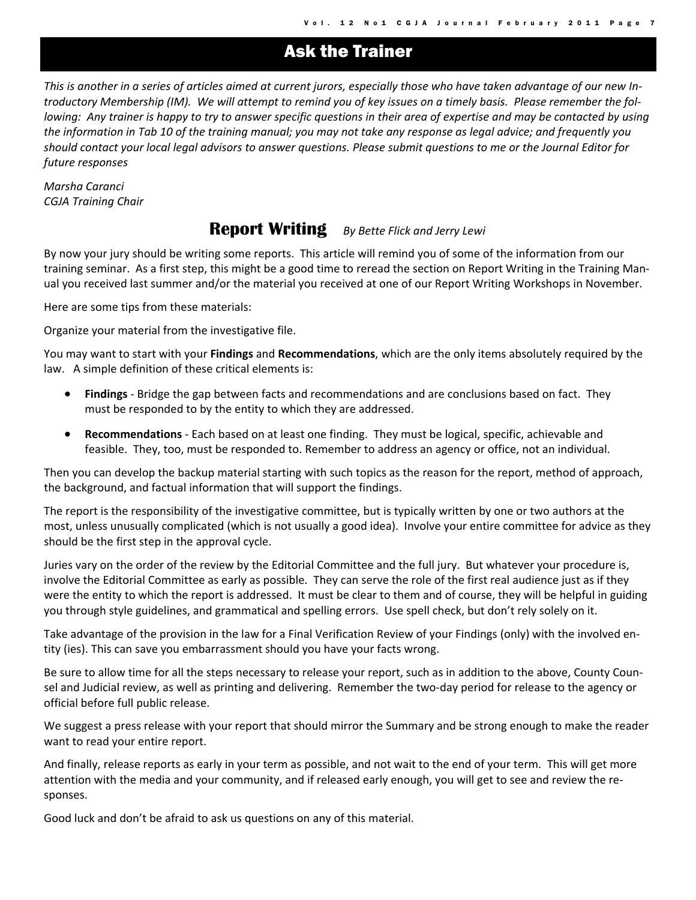# Ask the Trainer

*This is another in a series of articles aimed at current jurors, especially those who have taken advantage of our new Introductory Membership (IM). We will attempt to remind you of key issues on a timely basis. Please remember the following: Any trainer is happy to try to answer specific questions in their area of expertise and may be contacted by using the information in Tab 10 of the training manual; you may not take any response as legal advice; and frequently you should contact your local legal advisors to answer questions. Please submit questions to me or the Journal Editor for future responses*

*Marsha Caranci*
*CGJA Training Chair*

## Report Writing *By Bette Flick and Jerry Lewi*

By now your jury should be writing some reports. This article will remind you of some of the information from our training seminar. As a first step, this might be a good time to reread the section on Report Writing in the Training Manual you received last summer and/or the material you received at one of our Report Writing Workshops in November.

Here are some tips from these materials:

Organize your material from the investigative file.

You may want to start with your **Findings** and **Recommendations**, which are the only items absolutely required by the law. A simple definition of these critical elements is:

- **Findings** - Bridge the gap between facts and recommendations and are conclusions based on fact. They must be responded to by the entity to which they are addressed.
- **Recommendations** - Each based on at least one finding. They must be logical, specific, achievable and feasible. They, too, must be responded to. Remember to address an agency or office, not an individual.

Then you can develop the backup material starting with such topics as the reason for the report, method of approach, the background, and factual information that will support the findings.

The report is the responsibility of the investigative committee, but is typically written by one or two authors at the most, unless unusually complicated (which is not usually a good idea). Involve your entire committee for advice as they should be the first step in the approval cycle.

Juries vary on the order of the review by the Editorial Committee and the full jury. But whatever your procedure is, involve the Editorial Committee as early as possible. They can serve the role of the first real audience just as if they were the entity to which the report is addressed. It must be clear to them and of course, they will be helpful in guiding you through style guidelines, and grammatical and spelling errors. Use spell check, but don't rely solely on it.

Take advantage of the provision in the law for a Final Verification Review of your Findings (only) with the involved entity (ies). This can save you embarrassment should you have your facts wrong.

Be sure to allow time for all the steps necessary to release your report, such as in addition to the above, County Counsel and Judicial review, as well as printing and delivering. Remember the two-day period for release to the agency or official before full public release.

We suggest a press release with your report that should mirror the Summary and be strong enough to make the reader want to read your entire report.

And finally, release reports as early in your term as possible, and not wait to the end of your term. This will get more attention with the media and your community, and if released early enough, you will get to see and review the responses.

Good luck and don't be afraid to ask us questions on any of this material.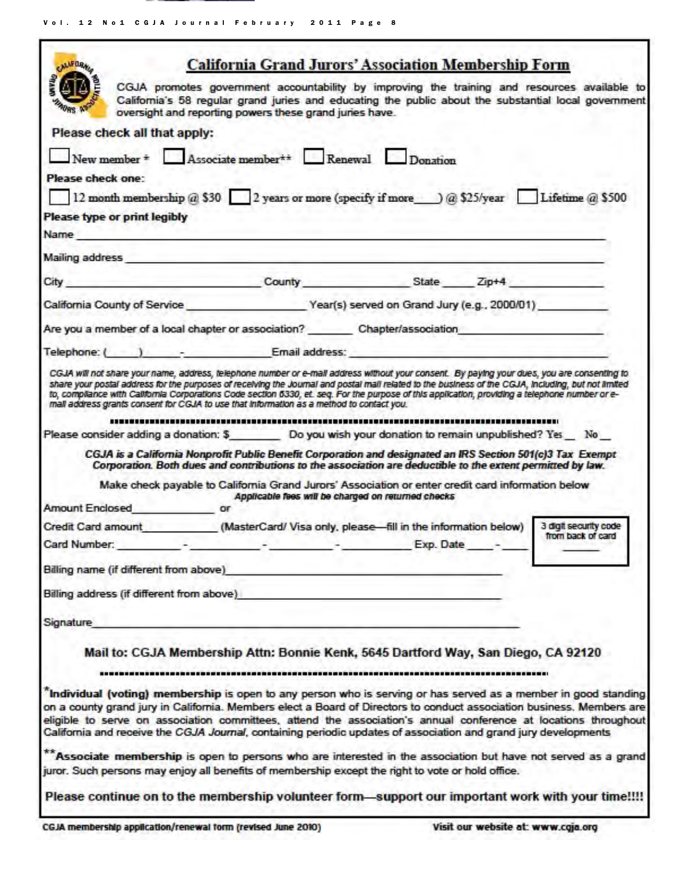## California Grand Jurors' Association Membership Form

CGJA promotes government accountability by improving the training and resources available to California's 58 regular grand juries and educating the public about the substantial local government oversight and reporting powers these grand juries have.

**Please check all that apply:**

☐ New member * ☐ Associate member** ☐ Renewal ☐ Donation

**Please check one:**

☐ 12 month membership @ $30 ☐ 2 years or more (specify if more\_\_\_\_) @ $25/year ☐ Lifetime @ $500

**Please type or print legibly**

Name \_\_\_\_\_\_\_\_\_\_\_\_\_\_\_\_\_\_\_\_\_\_\_\_\_\_\_\_\_\_\_\_\_\_\_\_\_\_\_\_

Mailing address \_\_\_\_\_\_\_\_\_\_\_\_\_\_\_\_\_\_\_\_\_\_\_\_\_\_\_\_\_\_\_\_\_\_\_\_\_\_\_\_

City \_\_\_\_\_\_\_\_\_\_\_\_\_\_\_\_ County \_\_\_\_\_\_\_\_\_\_\_\_ State \_\_\_\_\_ Zip+4 \_\_\_\_\_\_\_\_\_\_

California County of Service \_\_\_\_\_\_\_\_\_\_\_\_\_\_\_\_ Year(s) served on Grand Jury (e.g., 2000/01) \_\_\_\_\_\_\_\_\_\_

Are you a member of a local chapter or association? \_\_\_\_\_\_\_ Chapter/association\_\_\_\_\_\_\_\_\_\_\_\_\_\_\_\_

Telephone: (\_\_\_\_\_)\_\_\_\_\_-\_\_\_\_\_\_\_\_\_\_ Email address: \_\_\_\_\_\_\_\_\_\_\_\_\_\_\_\_\_\_\_\_

*CGJA will not share your name, address, telephone number or e-mail address without your consent. By paying your dues, you are consenting to share your postal address for the purposes of receiving the Journal and postal mail related to the business of the CGJA, including, but not limited to, compliance with California Corporations Code section 6330, et. seq. For the purpose of this application, providing a telephone number or e-mail address grants consent for CGJA to use that information as a method to contact you.*

---

Please consider adding a donation: $\_\_\_\_\_\_\_\_ Do you wish your donation to remain unpublished? Yes \_\_ No \_\_

***CGJA is a California Nonprofit Public Benefit Corporation and designated an IRS Section 501(c)3 Tax Exempt Corporation. Both dues and contributions to the association are deductible to the extent permitted by law.***

Make check payable to California Grand Jurors' Association or enter credit card information below

**Applicable fees will be charged on returned checks**

Amount Enclosed\_\_\_\_\_\_\_\_\_\_\_\_\_ or

Credit Card amount\_\_\_\_\_\_\_\_\_\_\_ (MasterCard/ Visa only, please—fill in the information below)

Card Number: \_\_\_\_\_\_\_\_\_-\_\_\_\_\_\_\_\_\_-\_\_\_\_\_\_\_\_\_-\_\_\_\_\_\_\_\_\_ Exp. Date \_\_\_\_-\_\_\_\_

3 digit security code from back of card \_\_\_\_\_\_

Billing name (if different from above)\_\_\_\_\_\_\_\_\_\_\_\_\_\_\_\_\_\_\_\_\_\_\_\_\_\_\_\_\_\_

Billing address (if different from above)\_\_\_\_\_\_\_\_\_\_\_\_\_\_\_\_\_\_\_\_\_\_\_\_\_\_\_\_\_\_

Signature\_\_\_\_\_\_\_\_\_\_\_\_\_\_\_\_\_\_\_\_\_\_\_\_\_\_\_\_\_\_\_\_\_\_\_\_\_\_\_\_

**Mail to: CGJA Membership Attn: Bonnie Kenk, 5645 Dartford Way, San Diego, CA 92120**

---

*__Individual (voting) membership__ is open to any person who is serving or has served as a member in good standing on a county grand jury in California. Members elect a Board of Directors to conduct association business. Members are eligible to serve on association committees, attend the association's annual conference at locations throughout California and receive the *CGJA Journal*, containing periodic updates of association and grand jury developments.

**__Associate membership__ is open to persons who are interested in the association but have not served as a grand juror. Such persons may enjoy all benefits of membership except the right to vote or hold office.

**Please continue on to the membership volunteer form—support our important work with your time!!!!**

CGJA membership application/renewal form (revised June 2010) Visit our website at: www.cgja.org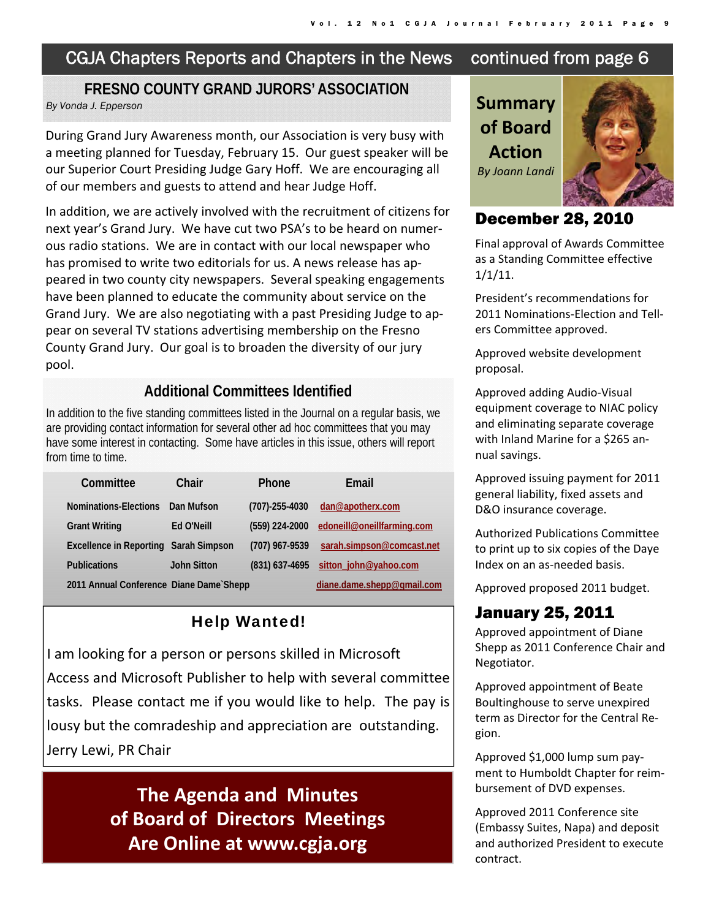# CGJA Chapters Reports and Chapters in the News continued from page 6

## FRESNO COUNTY GRAND JURORS' ASSOCIATION

*By Vonda J. Epperson*

During Grand Jury Awareness month, our Association is very busy with a meeting planned for Tuesday, February 15. Our guest speaker will be our Superior Court Presiding Judge Gary Hoff. We are encouraging all of our members and guests to attend and hear Judge Hoff.

In addition, we are actively involved with the recruitment of citizens for next year's Grand Jury. We have cut two PSA's to be heard on numerous radio stations. We are in contact with our local newspaper who has promised to write two editorials for us. A news release has appeared in two county city newspapers. Several speaking engagements have been planned to educate the community about service on the Grand Jury. We are also negotiating with a past Presiding Judge to appear on several TV stations advertising membership on the Fresno County Grand Jury. Our goal is to broaden the diversity of our jury pool.

## Additional Committees Identified

In addition to the five standing committees listed in the Journal on a regular basis, we are providing contact information for several other ad hoc committees that you may have some interest in contacting. Some have articles in this issue, others will report from time to time.

| Committee | Chair | Phone | Email |
|---|---|---|---|
| Nominations-Elections | Dan Mufson | (707)-255-4030 | dan@apotherx.com |
| Grant Writing | Ed O'Neill | (559) 224-2000 | edoneill@oneillfarming.com |
| Excellence in Reporting | Sarah Simpson | (707) 967-9539 | sarah.simpson@comcast.net |
| Publications | John Sitton | (831) 637-4695 | sitton_john@yahoo.com |
| 2011 Annual Conference | Diane Dame`Shepp | | diane.dame.shepp@gmail.com |

### Help Wanted!

I am looking for a person or persons skilled in Microsoft Access and Microsoft Publisher to help with several committee tasks. Please contact me if you would like to help. The pay is lousy but the comradeship and appreciation are outstanding.
Jerry Lewi, PR Chair

**The Agenda and Minutes of Board of Directors Meetings Are Online at www.cgja.org**

## Summary of Board Action

*By Joann Landi*

### December 28, 2010

Final approval of Awards Committee as a Standing Committee effective 1/1/11.

President's recommendations for 2011 Nominations-Election and Tellers Committee approved.

Approved website development proposal.

Approved adding Audio-Visual equipment coverage to NIAC policy and eliminating separate coverage with Inland Marine for a $265 annual savings.

Approved issuing payment for 2011 general liability, fixed assets and D&O insurance coverage.

Authorized Publications Committee to print up to six copies of the Daye Index on an as-needed basis.

Approved proposed 2011 budget.

### January 25, 2011

Approved appointment of Diane Shepp as 2011 Conference Chair and Negotiator.

Approved appointment of Beate Boultinghouse to serve unexpired term as Director for the Central Region.

Approved $1,000 lump sum payment to Humboldt Chapter for reimbursement of DVD expenses.

Approved 2011 Conference site (Embassy Suites, Napa) and deposit and authorized President to execute contract.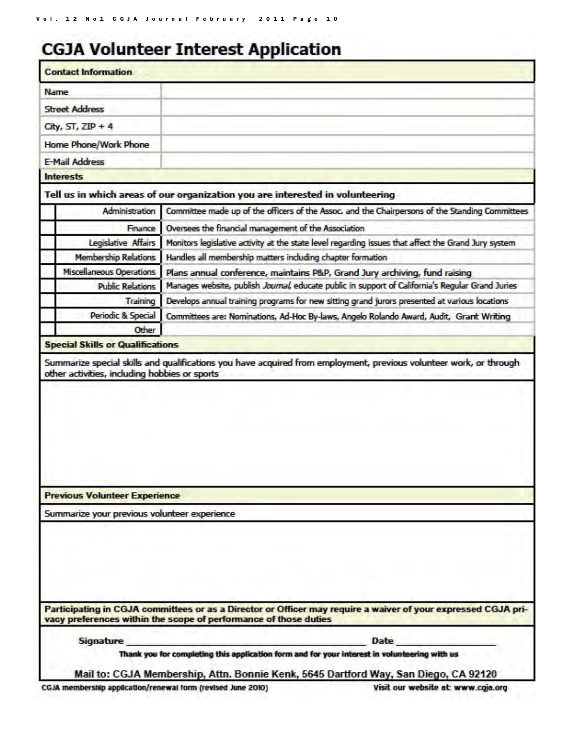# CGJA Volunteer Interest Application

**Contact Information**

| | |
|---|---|
| Name | |
| Street Address | |
| City, ST, ZIP + 4 | |
| Home Phone/Work Phone | |
| E-Mail Address | |

**Interests**

**Tell us in which areas of our organization you are interested in volunteering**

| | Area | Description |
|---|---|---|
| | Administration | Committee made up of the officers of the Assoc. and the Chairpersons of the Standing Committees |
| | Finance | Oversees the financial management of the Association |
| | Legislative Affairs | Monitors legislative activity at the state level regarding issues that affect the Grand Jury system |
| | Membership Relations | Handles all membership matters including chapter formation |
| | Miscellaneous Operations | Plans annual conference, maintains P&P, Grand Jury archiving, fund raising |
| | Public Relations | Manages website, publish *Journal*, educate public in support of California's Regular Grand Juries |
| | Training | Develops annual training programs for new sitting grand jurors presented at various locations |
| | Periodic & Special | Committees are: Nominations, Ad-Hoc By-laws, Angelo Rolando Award, Audit, Grant Writing |
| | Other | |

**Special Skills or Qualifications**

Summarize special skills and qualifications you have acquired from employment, previous volunteer work, or through other activities, including hobbies or sports

**Previous Volunteer Experience**

Summarize your previous volunteer experience

**Participating in CGJA committees or as a Director or Officer may require a waiver of your expressed CGJA privacy preferences within the scope of performance of those duties**

**Signature** ______________________ **Date** ______________

**Thank you for completing this application form and for your interest in volunteering with us**

**Mail to: CGJA Membership, Attn. Bonnie Kenk, 5645 Dartford Way, San Diego, CA 92120**

CGJA membership application/renewal form (revised June 2010)

Visit our website at: www.cgja.org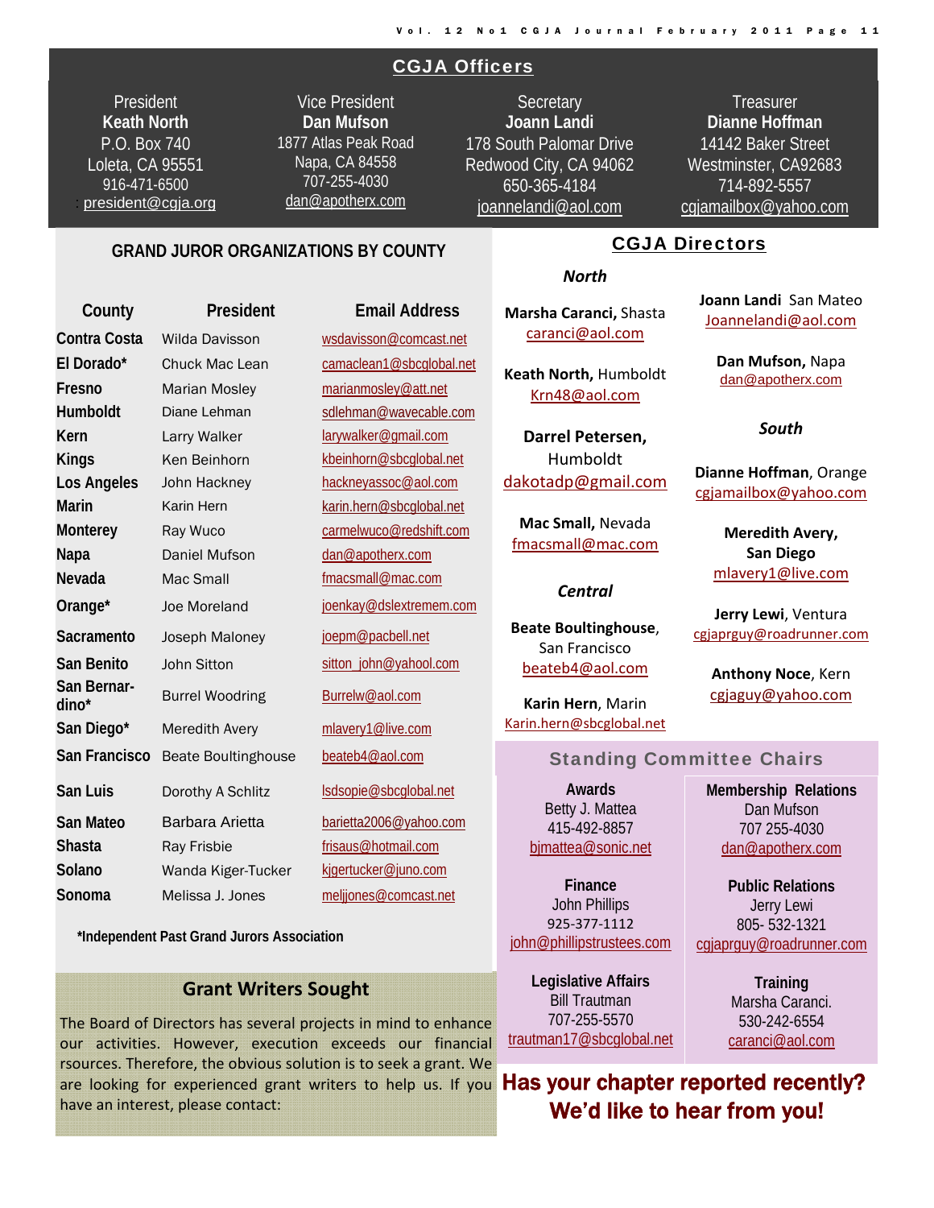## CGJA Officers

President
**Keath North**
P.O. Box 740
Loleta, CA 95551
916-471-6500
: president@cgja.org

Vice President
**Dan Mufson**
1877 Atlas Peak Road
Napa, CA 84558
707-255-4030
dan@apotherx.com

Secretary
**Joann Landi**
178 South Palomar Drive
Redwood City, CA 94062
650-365-4184
joannelandi@aol.com

Treasurer
**Dianne Hoffman**
14142 Baker Street
Westminster, CA92683
714-892-5557
cgjamailbox@yahoo.com

## GRAND JUROR ORGANIZATIONS BY COUNTY

| County | President | Email Address |
|---|---|---|
| **Contra Costa** | Wilda Davisson | wsdavisson@comcast.net |
| **El Dorado*** | Chuck Mac Lean | camaclean1@sbcglobal.net |
| **Fresno** | Marian Mosley | marianmosley@att.net |
| **Humboldt** | Diane Lehman | sdlehman@wavecable.com |
| **Kern** | Larry Walker | larywalker@gmail.com |
| **Kings** | Ken Beinhorn | kbeinhorn@sbcglobal.net |
| **Los Angeles** | John Hackney | hackneyassoc@aol.com |
| **Marin** | Karin Hern | karin.hern@sbcglobal.net |
| **Monterey** | Ray Wuco | carmelwuco@redshift.com |
| **Napa** | Daniel Mufson | dan@apotherx.com |
| **Nevada** | Mac Small | fmacsmall@mac.com |
| **Orange*** | Joe Moreland | joenkay@dslextremem.com |
| **Sacramento** | Joseph Maloney | joepm@pacbell.net |
| **San Benito** | John Sitton | sitton_john@yahool.com |
| **San Bernar-dino*** | Burrel Woodring | Burrelw@aol.com |
| **San Diego*** | Meredith Avery | mlavery1@live.com |
| **San Francisco** | Beate Boultinghouse | beateb4@aol.com |
| **San Luis** | Dorothy A Schlitz | lsdsopie@sbcglobal.net |
| **San Mateo** | Barbara Arietta | barietta2006@yahoo.com |
| **Shasta** | Ray Frisbie | frisaus@hotmail.com |
| **Solano** | Wanda Kiger-Tucker | kjgertucker@juno.com |
| **Sonoma** | Melissa J. Jones | meljjones@comcast.net |

***Independent Past Grand Jurors Association**

## Grant Writers Sought

The Board of Directors has several projects in mind to enhance our activities. However, execution exceeds our financial rsources. Therefore, the obvious solution is to seek a grant. We are looking for experienced grant writers to help us. If you have an interest, please contact:

## CGJA Directors

### *North*

**Marsha Caranci,** Shasta
caranci@aol.com

**Keath North,** Humboldt
Krn48@aol.com

**Darrel Petersen,** Humboldt
dakotadp@gmail.com

**Mac Small,** Nevada
fmacsmall@mac.com

**Joann Landi** San Mateo
Joannelandi@aol.com

**Dan Mufson,** Napa
dan@apotherx.com

### *Central*

**Beate Boultinghouse**, San Francisco
beateb4@aol.com

**Karin Hern**, Marin
Karin.hern@sbcglobal.net

### *South*

**Dianne Hoffman**, Orange
cgjamailbox@yahoo.com

**Meredith Avery, San Diego**
mlavery1@live.com

**Jerry Lewi**, Ventura
cgjaprguy@roadrunner.com

**Anthony Noce**, Kern
cgjaguy@yahoo.com

## Standing Committee Chairs

**Awards**
Betty J. Mattea
415-492-8857
bjmattea@sonic.net

**Membership Relations**
Dan Mufson
707 255-4030
dan@apotherx.com

**Finance**
John Phillips
925-377-1112
john@phillipstrustees.com

**Public Relations**
Jerry Lewi
805- 532-1321
cgjaprguy@roadrunner.com

**Legislative Affairs**
Bill Trautman
707-255-5570
trautman17@sbcglobal.net

**Training**
Marsha Caranci.
530-242-6554
caranci@aol.com

**Has your chapter reported recently? We'd like to hear from you!**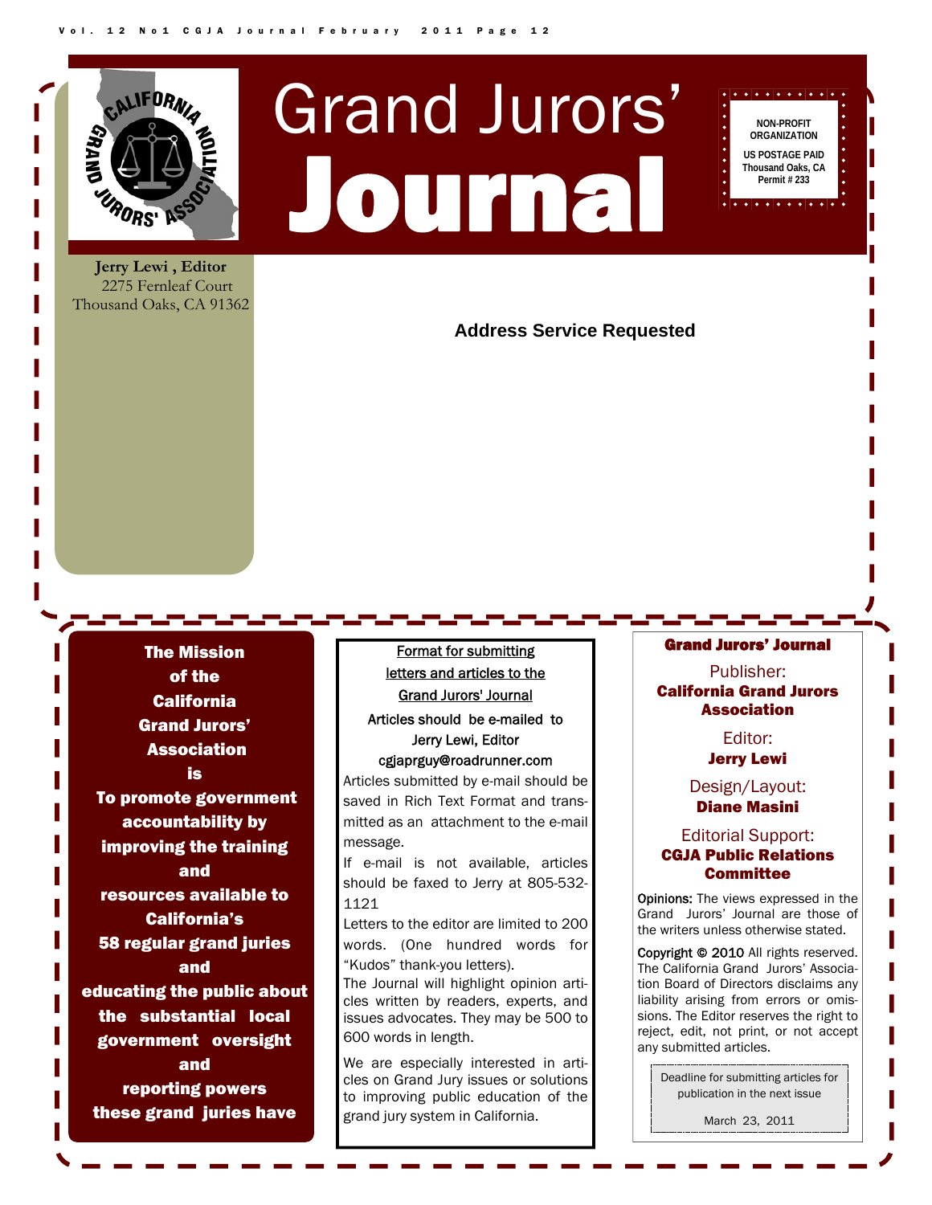# Grand Jurors' Journal

NON-PROFIT ORGANIZATION

US POSTAGE PAID
Thousand Oaks, CA
Permit # 233

**Jerry Lewi , Editor**
2275 Fernleaf Court
Thousand Oaks, CA 91362

**Address Service Requested**

**The Mission of the California Grand Jurors' Association is To promote government accountability by improving the training and resources available to California's 58 regular grand juries and educating the public about the substantial local government oversight and reporting powers these grand juries have**

<u>Format for submitting letters and articles to the Grand Jurors' Journal</u>

Articles should be e-mailed to Jerry Lewi, Editor
cgjaprguy@roadrunner.com

Articles submitted by e-mail should be saved in Rich Text Format and transmitted as an attachment to the e-mail message.

If e-mail is not available, articles should be faxed to Jerry at 805-532-1121

Letters to the editor are limited to 200 words. (One hundred words for "Kudos" thank-you letters).

The Journal will highlight opinion articles written by readers, experts, and issues advocates. They may be 500 to 600 words in length.

We are especially interested in articles on Grand Jury issues or solutions to improving public education of the grand jury system in California.

**Grand Jurors' Journal**

Publisher:
**California Grand Jurors Association**

Editor:
**Jerry Lewi**

Design/Layout:
**Diane Masini**

Editorial Support:
**CGJA Public Relations Committee**

**Opinions:** The views expressed in the Grand Jurors' Journal are those of the writers unless otherwise stated.

**Copyright © 2010** All rights reserved. The California Grand Jurors' Association Board of Directors disclaims any liability arising from errors or omissions. The Editor reserves the right to reject, edit, not print, or not accept any submitted articles.

Deadline for submitting articles for publication in the next issue

March 23, 2011